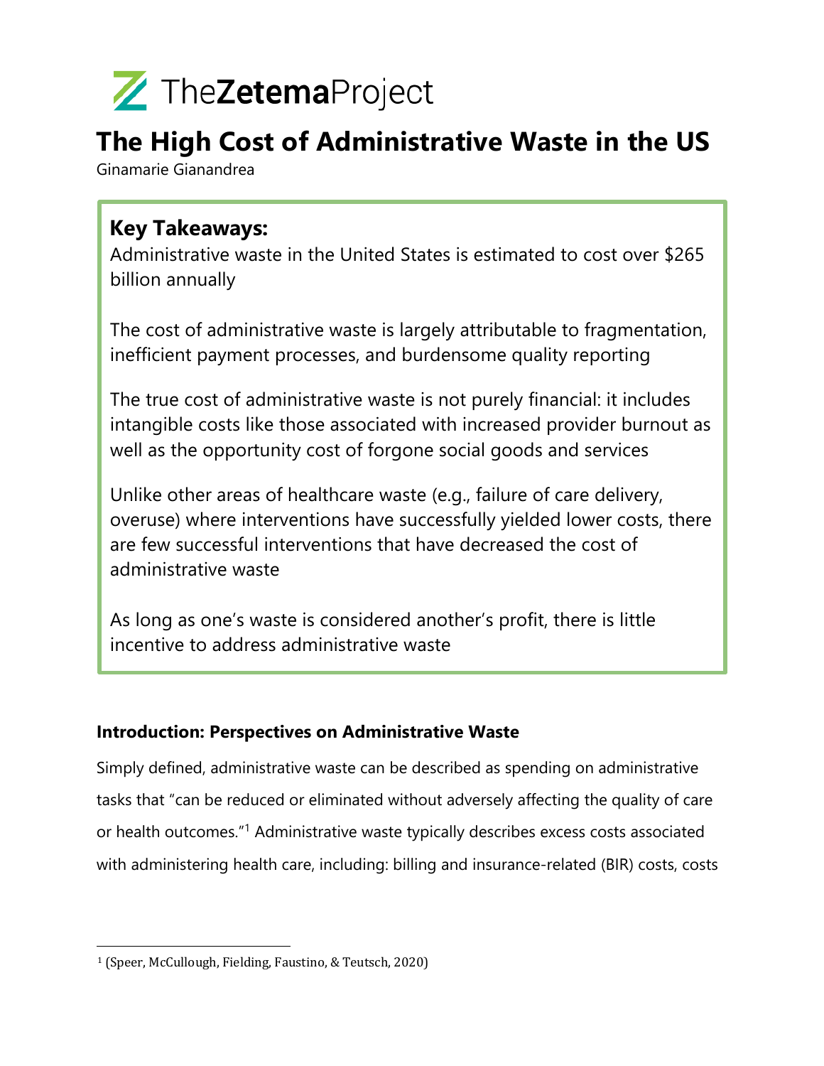TheZetemaProject

# The High Cost of Administrative Waste in the US

Ginamarie Gianandrea

## Key Takeaways:

Administrative waste in the United States is estimated to cost over $265 billion annually

The cost of administrative waste is largely attributable to fragmentation, inefficient payment processes, and burdensome quality reporting

The true cost of administrative waste is not purely financial: it includes intangible costs like those associated with increased provider burnout as well as the opportunity cost of forgone social goods and services

Unlike other areas of healthcare waste (e.g., failure of care delivery, overuse) where interventions have successfully yielded lower costs, there are few successful interventions that have decreased the cost of administrative waste

As long as one's waste is considered another's profit, there is little incentive to address administrative waste

### Introduction: Perspectives on Administrative Waste

Simply defined, administrative waste can be described as spending on administrative tasks that "can be reduced or eliminated without adversely affecting the quality of care or health outcomes."[1] Administrative waste typically describes excess costs associated with administering health care, including: billing and insurance-related (BIR) costs, costs

[1] (Speer, McCullough, Fielding, Faustino, & Teutsch, 2020)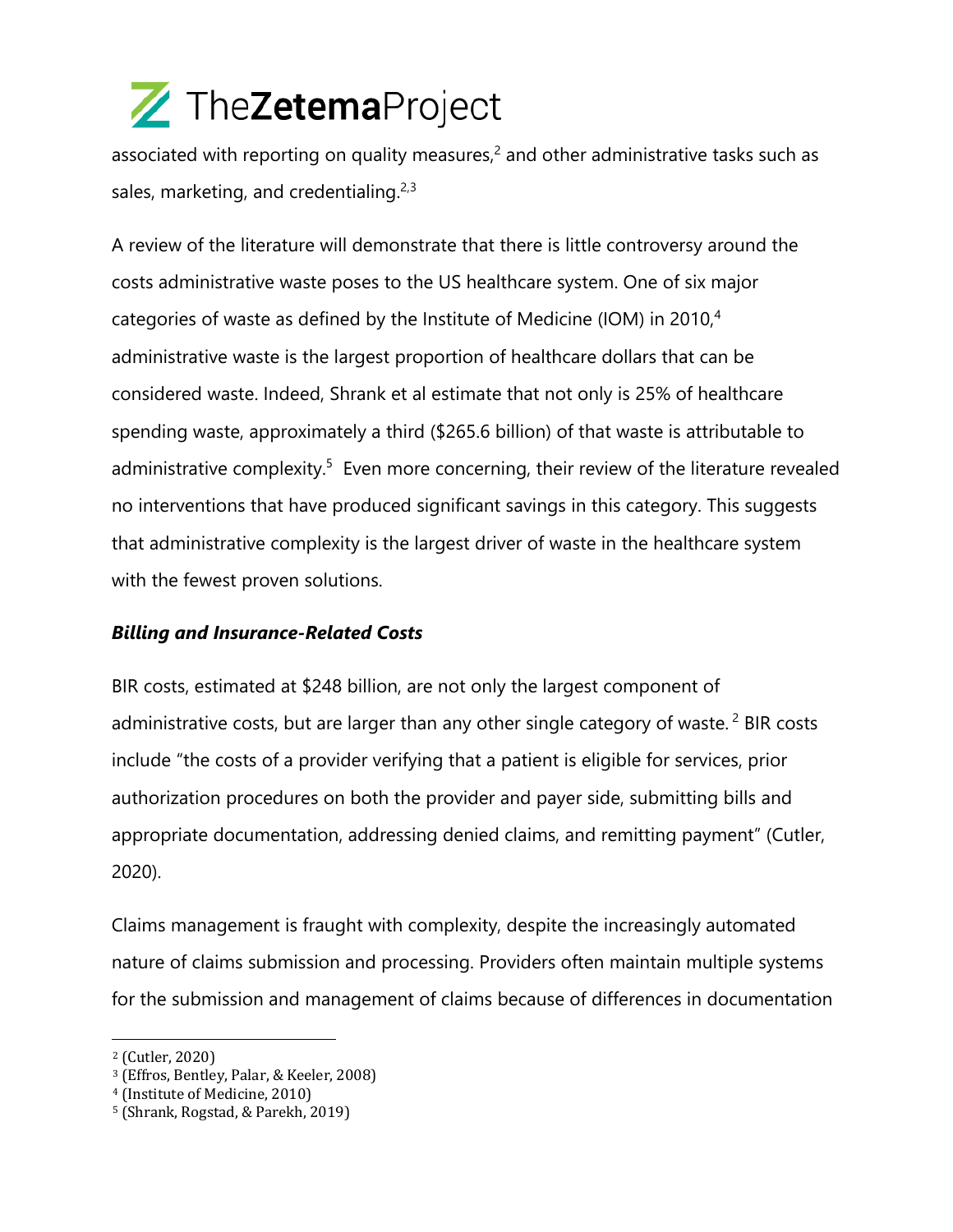associated with reporting on quality measures,[2] and other administrative tasks such as sales, marketing, and credentialing.[2,3]

A review of the literature will demonstrate that there is little controversy around the costs administrative waste poses to the US healthcare system. One of six major categories of waste as defined by the Institute of Medicine (IOM) in 2010,[4] administrative waste is the largest proportion of healthcare dollars that can be considered waste. Indeed, Shrank et al estimate that not only is 25% of healthcare spending waste, approximately a third ($265.6 billion) of that waste is attributable to administrative complexity.[5] Even more concerning, their review of the literature revealed no interventions that have produced significant savings in this category. This suggests that administrative complexity is the largest driver of waste in the healthcare system with the fewest proven solutions.

### ***Billing and Insurance-Related Costs***

BIR costs, estimated at $248 billion, are not only the largest component of administrative costs, but are larger than any other single category of waste. [2] BIR costs include "the costs of a provider verifying that a patient is eligible for services, prior authorization procedures on both the provider and payer side, submitting bills and appropriate documentation, addressing denied claims, and remitting payment" (Cutler, 2020).

Claims management is fraught with complexity, despite the increasingly automated nature of claims submission and processing. Providers often maintain multiple systems for the submission and management of claims because of differences in documentation

---

[2] (Cutler, 2020)
[3] (Effros, Bentley, Palar, & Keeler, 2008)
[4] (Institute of Medicine, 2010)
[5] (Shrank, Rogstad, & Parekh, 2019)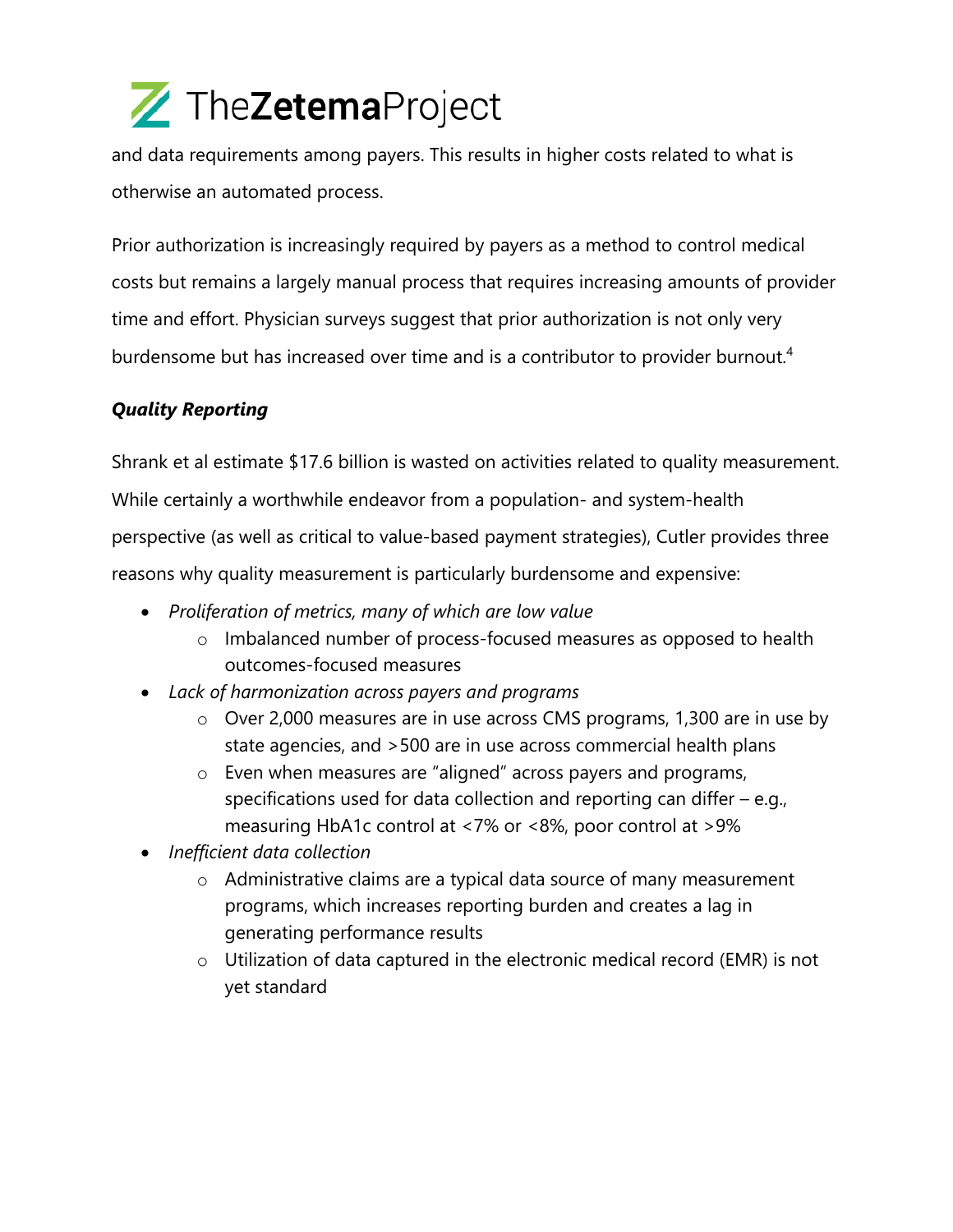and data requirements among payers. This results in higher costs related to what is otherwise an automated process.

Prior authorization is increasingly required by payers as a method to control medical costs but remains a largely manual process that requires increasing amounts of provider time and effort. Physician surveys suggest that prior authorization is not only very burdensome but has increased over time and is a contributor to provider burnout.[4]

### *Quality Reporting*

Shrank et al estimate $17.6 billion is wasted on activities related to quality measurement. While certainly a worthwhile endeavor from a population- and system-health perspective (as well as critical to value-based payment strategies), Cutler provides three reasons why quality measurement is particularly burdensome and expensive:

- *Proliferation of metrics, many of which are low value*
    - Imbalanced number of process-focused measures as opposed to health outcomes-focused measures
- *Lack of harmonization across payers and programs*
    - Over 2,000 measures are in use across CMS programs, 1,300 are in use by state agencies, and >500 are in use across commercial health plans
    - Even when measures are "aligned" across payers and programs, specifications used for data collection and reporting can differ – e.g., measuring HbA1c control at <7% or <8%, poor control at >9%
- *Inefficient data collection*
    - Administrative claims are a typical data source of many measurement programs, which increases reporting burden and creates a lag in generating performance results
    - Utilization of data captured in the electronic medical record (EMR) is not yet standard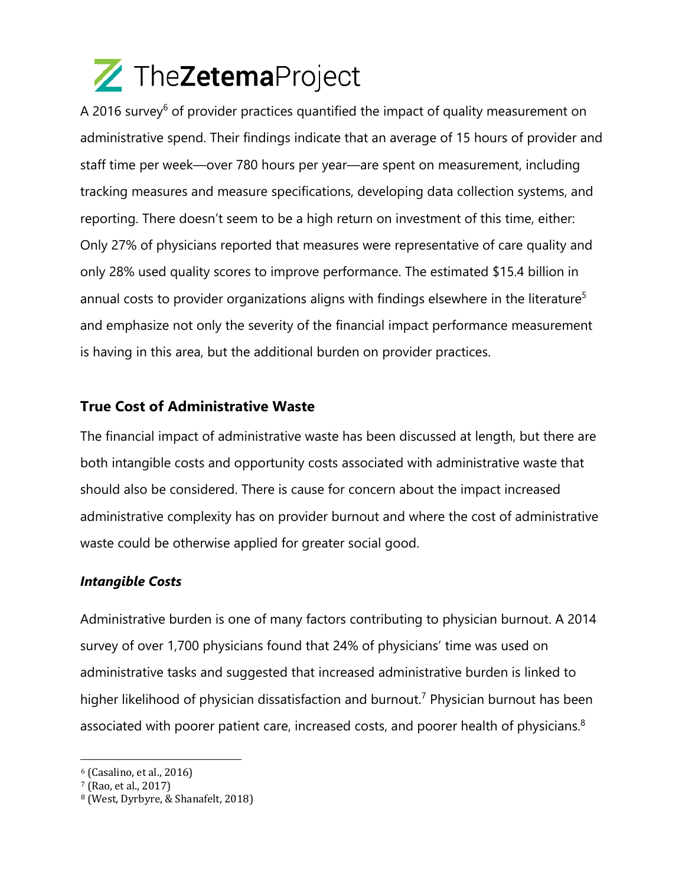A 2016 survey[6] of provider practices quantified the impact of quality measurement on administrative spend. Their findings indicate that an average of 15 hours of provider and staff time per week—over 780 hours per year—are spent on measurement, including tracking measures and measure specifications, developing data collection systems, and reporting. There doesn't seem to be a high return on investment of this time, either: Only 27% of physicians reported that measures were representative of care quality and only 28% used quality scores to improve performance. The estimated $15.4 billion in annual costs to provider organizations aligns with findings elsewhere in the literature[5] and emphasize not only the severity of the financial impact performance measurement is having in this area, but the additional burden on provider practices.

## True Cost of Administrative Waste

The financial impact of administrative waste has been discussed at length, but there are both intangible costs and opportunity costs associated with administrative waste that should also be considered. There is cause for concern about the impact increased administrative complexity has on provider burnout and where the cost of administrative waste could be otherwise applied for greater social good.

### *Intangible Costs*

Administrative burden is one of many factors contributing to physician burnout. A 2014 survey of over 1,700 physicians found that 24% of physicians' time was used on administrative tasks and suggested that increased administrative burden is linked to higher likelihood of physician dissatisfaction and burnout.[7] Physician burnout has been associated with poorer patient care, increased costs, and poorer health of physicians.[8]

---

[6] (Casalino, et al., 2016)

[7] (Rao, et al., 2017)

[8] (West, Dyrbyre, & Shanafelt, 2018)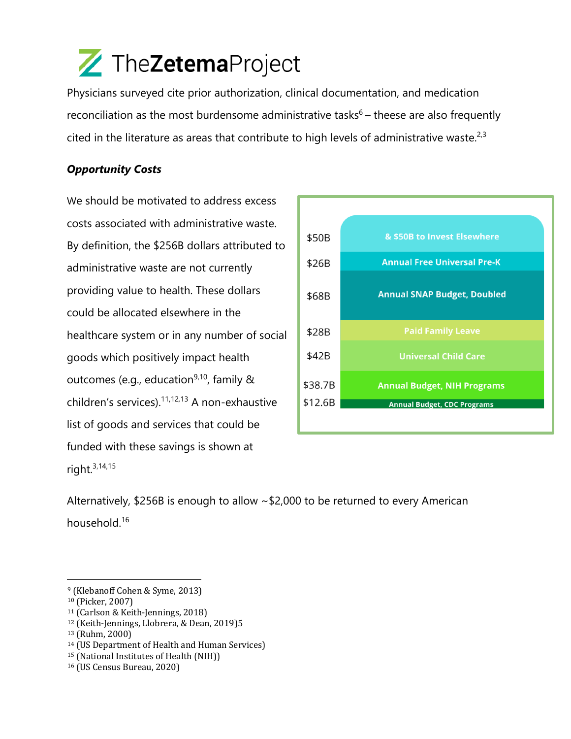Physicians surveyed cite prior authorization, clinical documentation, and medication reconciliation as the most burdensome administrative tasks[6] – theese are also frequently cited in the literature as areas that contribute to high levels of administrative waste.[2,3]

***Opportunity Costs***

We should be motivated to address excess costs associated with administrative waste. By definition, the $256B dollars attributed to administrative waste are not currently providing value to health. These dollars could be allocated elsewhere in the healthcare system or in any number of social goods which positively impact health outcomes (e.g., education[9,10], family & children's services).[11,12,13] A non-exhaustive list of goods and services that could be funded with these savings is shown at right.[3,14,15]

| Amount | Use |
|---|---|
| $50B | & $50B to Invest Elsewhere |
| $26B | Annual Free Universal Pre-K |
| $68B | Annual SNAP Budget, Doubled |
| $28B | Paid Family Leave |
| $42B | Universal Child Care |
| $38.7B | Annual Budget, NIH Programs |
| $12.6B | Annual Budget, CDC Programs |

Alternatively, $256B is enough to allow ~$2,000 to be returned to every American household.[16]

---

[9] (Klebanoff Cohen & Syme, 2013)
[10] (Picker, 2007)
[11] (Carlson & Keith-Jennings, 2018)
[12] (Keith-Jennings, Llobrera, & Dean, 2019)5
[13] (Ruhm, 2000)
[14] (US Department of Health and Human Services)
[15] (National Institutes of Health (NIH))
[16] (US Census Bureau, 2020)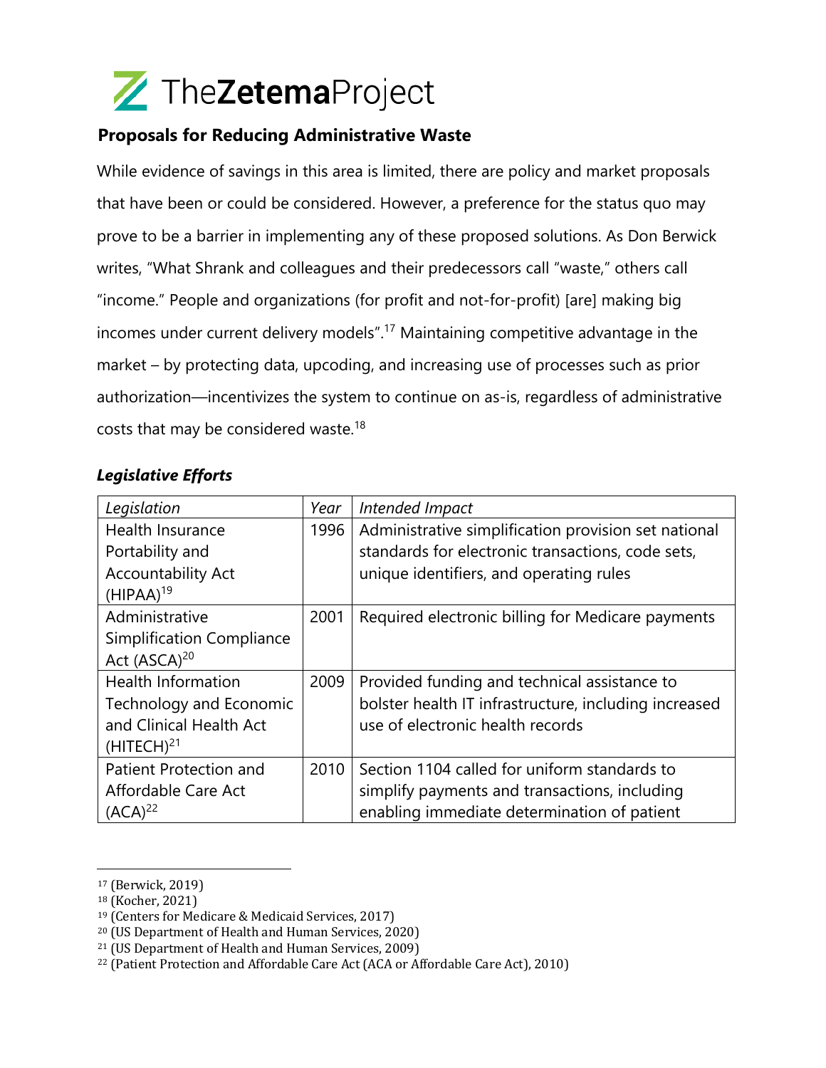## Proposals for Reducing Administrative Waste

While evidence of savings in this area is limited, there are policy and market proposals that have been or could be considered. However, a preference for the status quo may prove to be a barrier in implementing any of these proposed solutions. As Don Berwick writes, “What Shrank and colleagues and their predecessors call “waste,” others call “income.” People and organizations (for profit and not-for-profit) [are] making big incomes under current delivery models”.[17] Maintaining competitive advantage in the market – by protecting data, upcoding, and increasing use of processes such as prior authorization—incentivizes the system to continue on as-is, regardless of administrative costs that may be considered waste.[18]

### *Legislative Efforts*

| *Legislation* | *Year* | *Intended Impact* |
|---|---|---|
| Health Insurance Portability and Accountability Act (HIPAA)[19] | 1996 | Administrative simplification provision set national standards for electronic transactions, code sets, unique identifiers, and operating rules |
| Administrative Simplification Compliance Act (ASCA)[20] | 2001 | Required electronic billing for Medicare payments |
| Health Information Technology and Economic and Clinical Health Act (HITECH)[21] | 2009 | Provided funding and technical assistance to bolster health IT infrastructure, including increased use of electronic health records |
| Patient Protection and Affordable Care Act (ACA)[22] | 2010 | Section 1104 called for uniform standards to simplify payments and transactions, including enabling immediate determination of patient |

[17] (Berwick, 2019)
[18] (Kocher, 2021)
[19] (Centers for Medicare & Medicaid Services, 2017)
[20] (US Department of Health and Human Services, 2020)
[21] (US Department of Health and Human Services, 2009)
[22] (Patient Protection and Affordable Care Act (ACA or Affordable Care Act), 2010)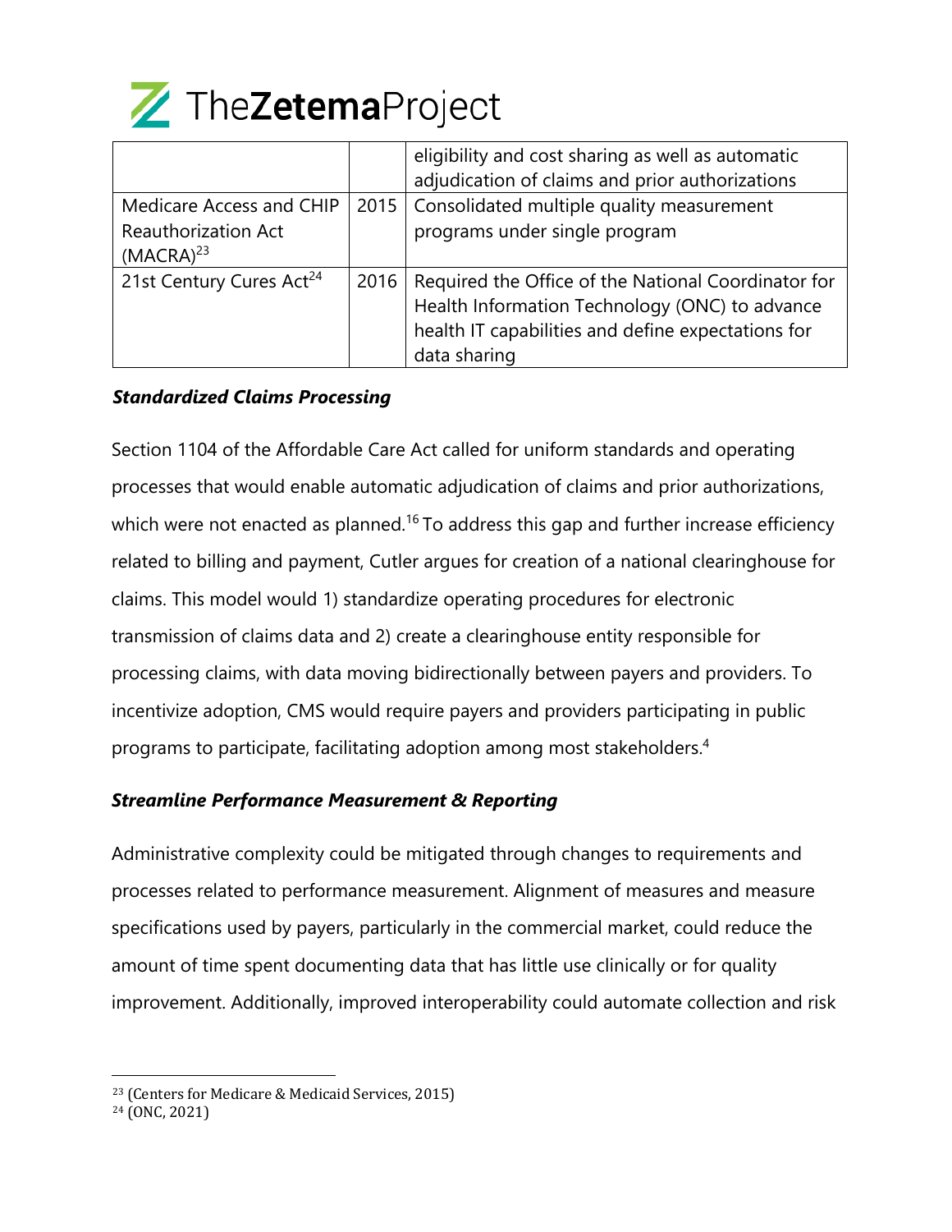| | | |
|---|---|---|
| | | eligibility and cost sharing as well as automatic adjudication of claims and prior authorizations |
| Medicare Access and CHIP Reauthorization Act (MACRA)[23] | 2015 | Consolidated multiple quality measurement programs under single program |
| 21st Century Cures Act[24] | 2016 | Required the Office of the National Coordinator for Health Information Technology (ONC) to advance health IT capabilities and define expectations for data sharing |

***Standardized Claims Processing***

Section 1104 of the Affordable Care Act called for uniform standards and operating processes that would enable automatic adjudication of claims and prior authorizations, which were not enacted as planned.[16] To address this gap and further increase efficiency related to billing and payment, Cutler argues for creation of a national clearinghouse for claims. This model would 1) standardize operating procedures for electronic transmission of claims data and 2) create a clearinghouse entity responsible for processing claims, with data moving bidirectionally between payers and providers. To incentivize adoption, CMS would require payers and providers participating in public programs to participate, facilitating adoption among most stakeholders.[4]

***Streamline Performance Measurement & Reporting***

Administrative complexity could be mitigated through changes to requirements and processes related to performance measurement. Alignment of measures and measure specifications used by payers, particularly in the commercial market, could reduce the amount of time spent documenting data that has little use clinically or for quality improvement. Additionally, improved interoperability could automate collection and risk

[23] (Centers for Medicare & Medicaid Services, 2015)
[24] (ONC, 2021)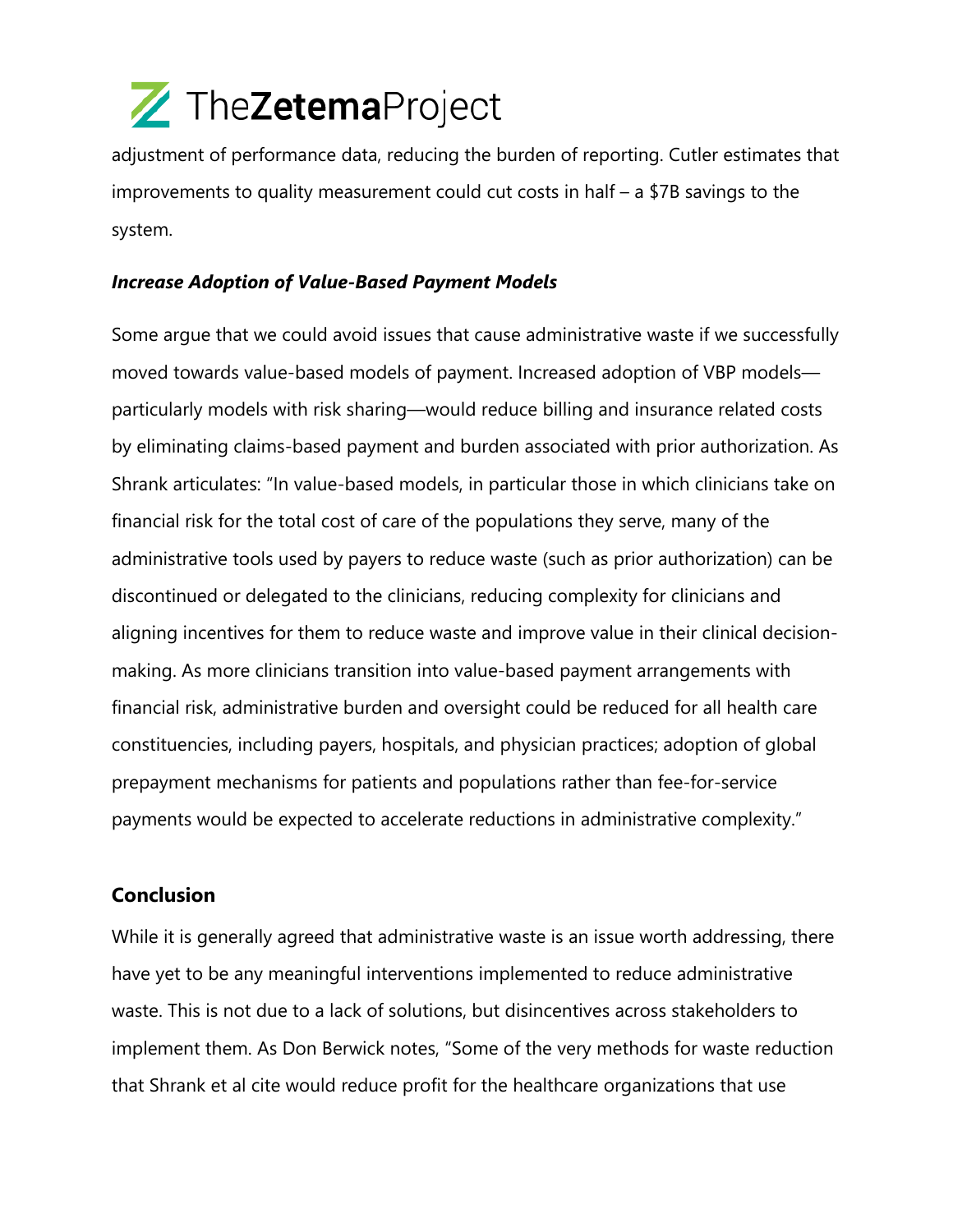adjustment of performance data, reducing the burden of reporting. Cutler estimates that improvements to quality measurement could cut costs in half – a $7B savings to the system.

***Increase Adoption of Value-Based Payment Models***

Some argue that we could avoid issues that cause administrative waste if we successfully moved towards value-based models of payment. Increased adoption of VBP models—particularly models with risk sharing—would reduce billing and insurance related costs by eliminating claims-based payment and burden associated with prior authorization. As Shrank articulates: "In value-based models, in particular those in which clinicians take on financial risk for the total cost of care of the populations they serve, many of the administrative tools used by payers to reduce waste (such as prior authorization) can be discontinued or delegated to the clinicians, reducing complexity for clinicians and aligning incentives for them to reduce waste and improve value in their clinical decision-making. As more clinicians transition into value-based payment arrangements with financial risk, administrative burden and oversight could be reduced for all health care constituencies, including payers, hospitals, and physician practices; adoption of global prepayment mechanisms for patients and populations rather than fee-for-service payments would be expected to accelerate reductions in administrative complexity."

## Conclusion

While it is generally agreed that administrative waste is an issue worth addressing, there have yet to be any meaningful interventions implemented to reduce administrative waste. This is not due to a lack of solutions, but disincentives across stakeholders to implement them. As Don Berwick notes, "Some of the very methods for waste reduction that Shrank et al cite would reduce profit for the healthcare organizations that use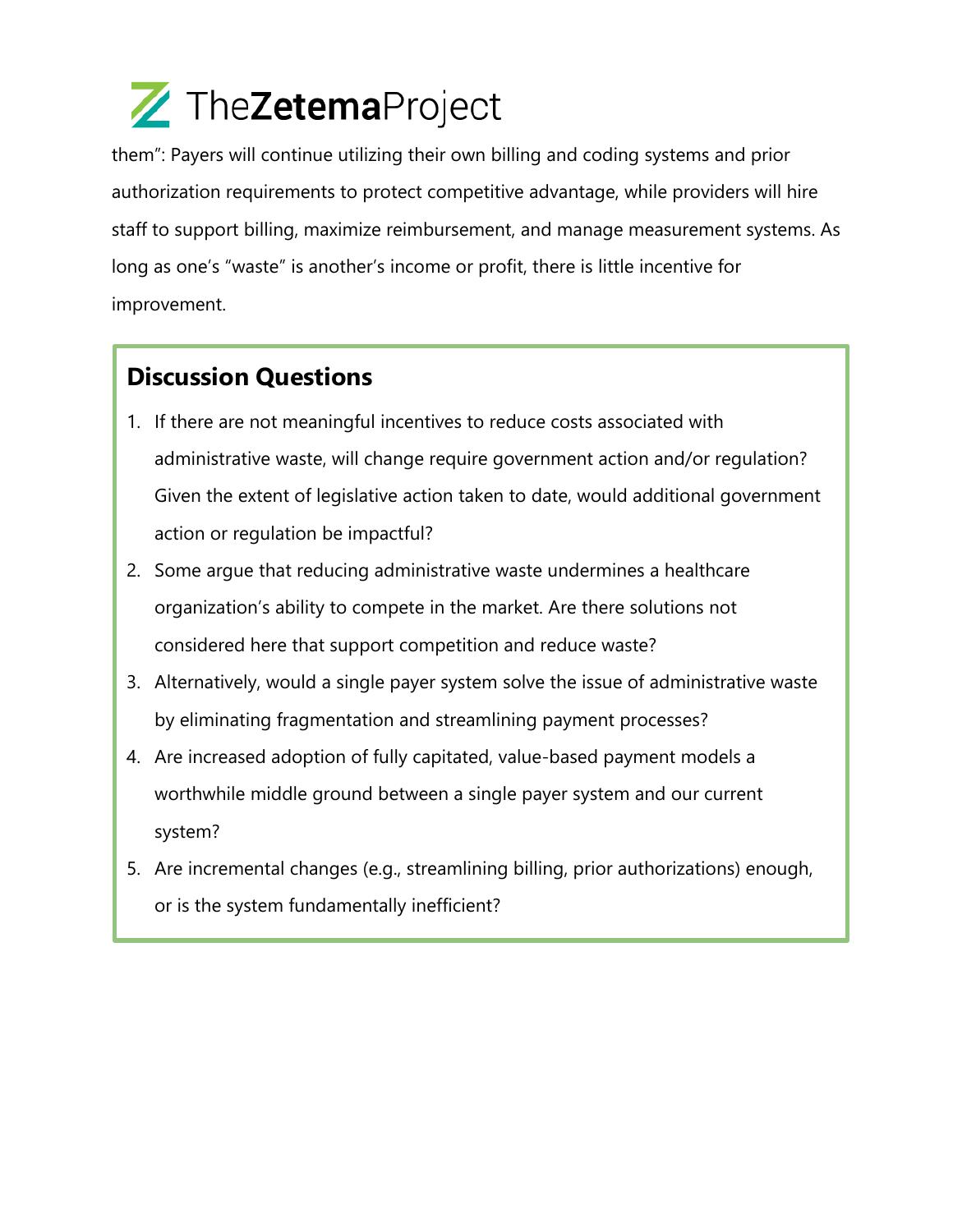them": Payers will continue utilizing their own billing and coding systems and prior authorization requirements to protect competitive advantage, while providers will hire staff to support billing, maximize reimbursement, and manage measurement systems. As long as one's "waste" is another's income or profit, there is little incentive for improvement.

## Discussion Questions

1. If there are not meaningful incentives to reduce costs associated with administrative waste, will change require government action and/or regulation? Given the extent of legislative action taken to date, would additional government action or regulation be impactful?
2. Some argue that reducing administrative waste undermines a healthcare organization's ability to compete in the market. Are there solutions not considered here that support competition and reduce waste?
3. Alternatively, would a single payer system solve the issue of administrative waste by eliminating fragmentation and streamlining payment processes?
4. Are increased adoption of fully capitated, value-based payment models a worthwhile middle ground between a single payer system and our current system?
5. Are incremental changes (e.g., streamlining billing, prior authorizations) enough, or is the system fundamentally inefficient?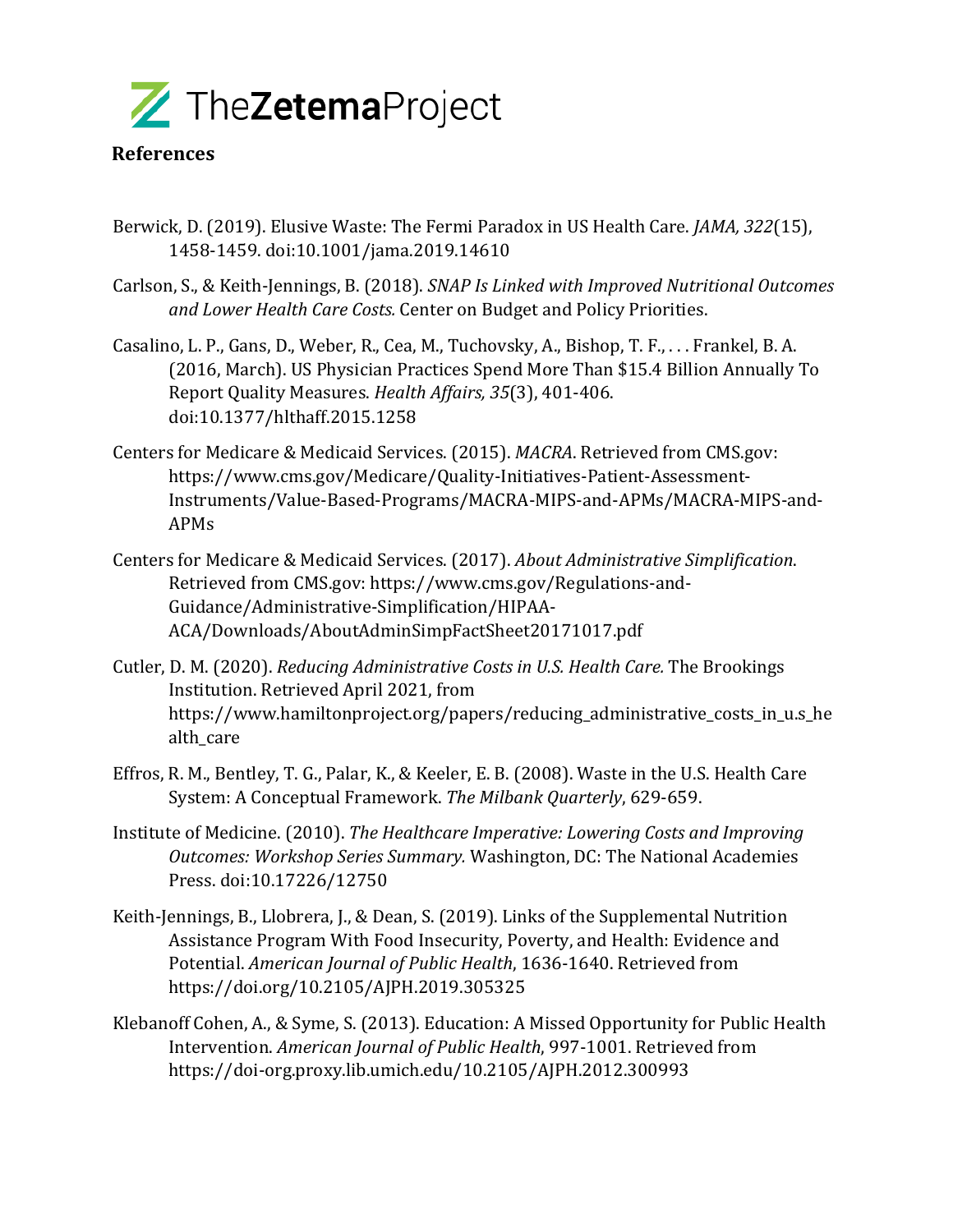## References

Berwick, D. (2019). Elusive Waste: The Fermi Paradox in US Health Care. *JAMA, 322*(15), 1458-1459. doi:10.1001/jama.2019.14610

Carlson, S., & Keith-Jennings, B. (2018). *SNAP Is Linked with Improved Nutritional Outcomes and Lower Health Care Costs.* Center on Budget and Policy Priorities.

Casalino, L. P., Gans, D., Weber, R., Cea, M., Tuchovsky, A., Bishop, T. F., . . . Frankel, B. A. (2016, March). US Physician Practices Spend More Than $15.4 Billion Annually To Report Quality Measures. *Health Affairs, 35*(3), 401-406. doi:10.1377/hlthaff.2015.1258

Centers for Medicare & Medicaid Services. (2015). *MACRA*. Retrieved from CMS.gov: https://www.cms.gov/Medicare/Quality-Initiatives-Patient-Assessment-Instruments/Value-Based-Programs/MACRA-MIPS-and-APMs/MACRA-MIPS-and-APMs

Centers for Medicare & Medicaid Services. (2017). *About Administrative Simplification*. Retrieved from CMS.gov: https://www.cms.gov/Regulations-and-Guidance/Administrative-Simplification/HIPAA-ACA/Downloads/AboutAdminSimpFactSheet20171017.pdf

Cutler, D. M. (2020). *Reducing Administrative Costs in U.S. Health Care.* The Brookings Institution. Retrieved April 2021, from https://www.hamiltonproject.org/papers/reducing_administrative_costs_in_u.s_health_care

Effros, R. M., Bentley, T. G., Palar, K., & Keeler, E. B. (2008). Waste in the U.S. Health Care System: A Conceptual Framework. *The Milbank Quarterly*, 629-659.

Institute of Medicine. (2010). *The Healthcare Imperative: Lowering Costs and Improving Outcomes: Workshop Series Summary.* Washington, DC: The National Academies Press. doi:10.17226/12750

Keith-Jennings, B., Llobrera, J., & Dean, S. (2019). Links of the Supplemental Nutrition Assistance Program With Food Insecurity, Poverty, and Health: Evidence and Potential. *American Journal of Public Health*, 1636-1640. Retrieved from https://doi.org/10.2105/AJPH.2019.305325

Klebanoff Cohen, A., & Syme, S. (2013). Education: A Missed Opportunity for Public Health Intervention. *American Journal of Public Health*, 997-1001. Retrieved from https://doi-org.proxy.lib.umich.edu/10.2105/AJPH.2012.300993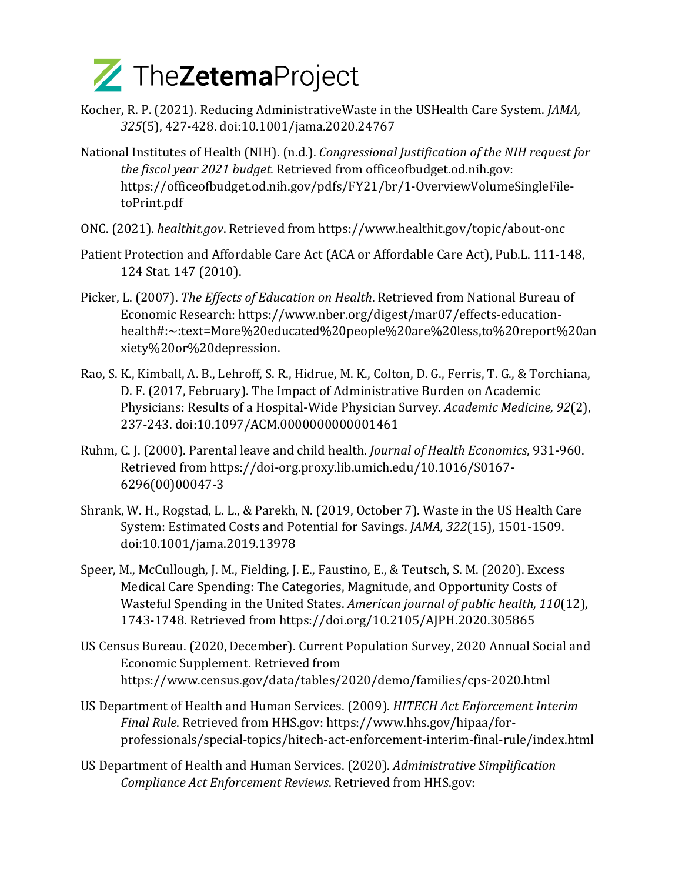Kocher, R. P. (2021). Reducing AdministrativeWaste in the USHealth Care System. *JAMA, 325*(5), 427-428. doi:10.1001/jama.2020.24767

National Institutes of Health (NIH). (n.d.). *Congressional Justification of the NIH request for the fiscal year 2021 budget.* Retrieved from officeofbudget.od.nih.gov: https://officeofbudget.od.nih.gov/pdfs/FY21/br/1-OverviewVolumeSingleFile-toPrint.pdf

ONC. (2021). *healthit.gov*. Retrieved from https://www.healthit.gov/topic/about-onc

Patient Protection and Affordable Care Act (ACA or Affordable Care Act), Pub.L. 111-148, 124 Stat. 147 (2010).

Picker, L. (2007). *The Effects of Education on Health*. Retrieved from National Bureau of Economic Research: https://www.nber.org/digest/mar07/effects-education-health#:~:text=More%20educated%20people%20are%20less,to%20report%20anxiety%20or%20depression.

Rao, S. K., Kimball, A. B., Lehroff, S. R., Hidrue, M. K., Colton, D. G., Ferris, T. G., & Torchiana, D. F. (2017, February). The Impact of Administrative Burden on Academic Physicians: Results of a Hospital-Wide Physician Survey. *Academic Medicine, 92*(2), 237-243. doi:10.1097/ACM.0000000000001461

Ruhm, C. J. (2000). Parental leave and child health. *Journal of Health Economics*, 931-960. Retrieved from https://doi-org.proxy.lib.umich.edu/10.1016/S0167-6296(00)00047-3

Shrank, W. H., Rogstad, L. L., & Parekh, N. (2019, October 7). Waste in the US Health Care System: Estimated Costs and Potential for Savings. *JAMA, 322*(15), 1501-1509. doi:10.1001/jama.2019.13978

Speer, M., McCullough, J. M., Fielding, J. E., Faustino, E., & Teutsch, S. M. (2020). Excess Medical Care Spending: The Categories, Magnitude, and Opportunity Costs of Wasteful Spending in the United States. *American journal of public health, 110*(12), 1743-1748. Retrieved from https://doi.org/10.2105/AJPH.2020.305865

US Census Bureau. (2020, December). Current Population Survey, 2020 Annual Social and Economic Supplement. Retrieved from https://www.census.gov/data/tables/2020/demo/families/cps-2020.html

US Department of Health and Human Services. (2009). *HITECH Act Enforcement Interim Final Rule*. Retrieved from HHS.gov: https://www.hhs.gov/hipaa/for-professionals/special-topics/hitech-act-enforcement-interim-final-rule/index.html

US Department of Health and Human Services. (2020). *Administrative Simplification Compliance Act Enforcement Reviews*. Retrieved from HHS.gov: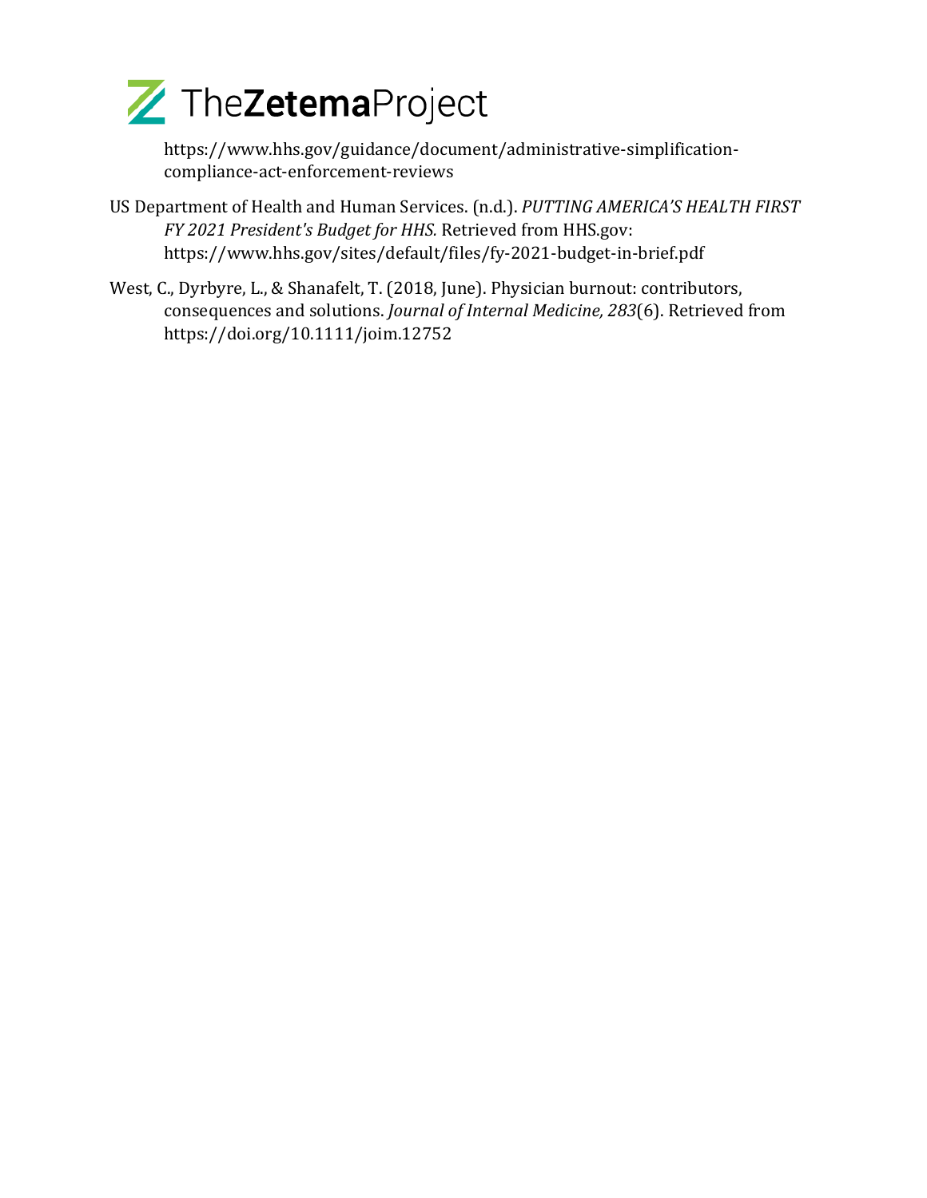https://www.hhs.gov/guidance/document/administrative-simplification-compliance-act-enforcement-reviews

US Department of Health and Human Services. (n.d.). *PUTTING AMERICA'S HEALTH FIRST FY 2021 President's Budget for HHS.* Retrieved from HHS.gov: https://www.hhs.gov/sites/default/files/fy-2021-budget-in-brief.pdf

West, C., Dyrbyre, L., & Shanafelt, T. (2018, June). Physician burnout: contributors, consequences and solutions. *Journal of Internal Medicine, 283*(6). Retrieved from https://doi.org/10.1111/joim.12752